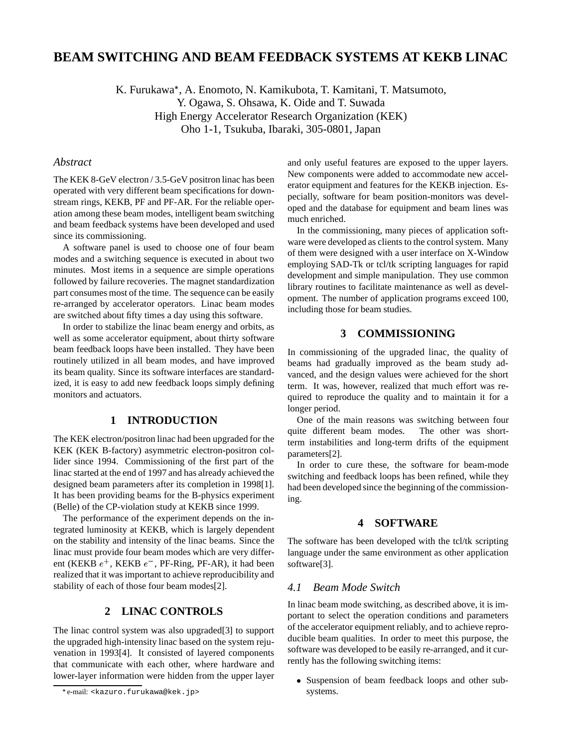# BEAM SWITCHING AND BEAM FEEDBACK SYSTEMS AT KEKB LINAC

K. Furukawa*, A. Enomoto, N. Kamikubota, T. Kamitani, T. Matsumoto,
Y. Ogawa, S. Ohsawa, K. Oide and T. Suwada
High Energy Accelerator Research Organization (KEK)
Oho 1-1, Tsukuba, Ibaraki, 305-0801, Japan

*Abstract*

The KEK 8-GeV electron / 3.5-GeV positron linac has been operated with very different beam specifications for downstream rings, KEKB, PF and PF-AR. For the reliable operation among these beam modes, intelligent beam switching and beam feedback systems have been developed and used since its commissioning.

A software panel is used to choose one of four beam modes and a switching sequence is executed in about two minutes. Most items in a sequence are simple operations followed by failure recoveries. The magnet standardization part consumes most of the time. The sequence can be easily re-arranged by accelerator operators. Linac beam modes are switched about fifty times a day using this software.

In order to stabilize the linac beam energy and orbits, as well as some accelerator equipment, about thirty software beam feedback loops have been installed. They have been routinely utilized in all beam modes, and have improved its beam quality. Since its software interfaces are standardized, it is easy to add new feedback loops simply defining monitors and actuators.

## 1 INTRODUCTION

The KEK electron/positron linac had been upgraded for the KEKB (KEK B-factory) asymmetric electron-positron collider since 1994. Commissioning of the first part of the linac started at the end of 1997 and has already achieved the designed beam parameters after its completion in 1998[1]. It has been providing beams for the B-physics experiment (Belle) of the CP-violation study at KEKB since 1999.

The performance of the experiment depends on the integrated luminosity at KEKB, which is largely dependent on the stability and intensity of the linac beams. Since the linac must provide four beam modes which are very different (KEKB $e^+$, KEKB $e^-$, PF-Ring, PF-AR), it had been realized that it was important to achieve reproducibility and stability of each of those four beam modes[2].

## 2 LINAC CONTROLS

The linac control system was also upgraded[3] to support the upgraded high-intensity linac based on the system rejuvenation in 1993[4]. It consisted of layered components that communicate with each other, where hardware and lower-layer information were hidden from the upper layer and only useful features are exposed to the upper layers. New components were added to accommodate new accelerator equipment and features for the KEKB injection. Especially, software for beam position-monitors was developed and the database for equipment and beam lines was much enriched.

In the commissioning, many pieces of application software were developed as clients to the control system. Many of them were designed with a user interface on X-Window employing SAD-Tk or tcl/tk scripting languages for rapid development and simple manipulation. They use common library routines to facilitate maintenance as well as development. The number of application programs exceed 100, including those for beam studies.

## 3 COMMISSIONING

In commissioning of the upgraded linac, the quality of beams had gradually improved as the beam study advanced, and the design values were achieved for the short term. It was, however, realized that much effort was required to reproduce the quality and to maintain it for a longer period.

One of the main reasons was switching between four quite different beam modes. The other was short-term instabilities and long-term drifts of the equipment parameters[2].

In order to cure these, the software for beam-mode switching and feedback loops has been refined, while they had been developed since the beginning of the commissioning.

## 4 SOFTWARE

The software has been developed with the tcl/tk scripting language under the same environment as other application software[3].

### 4.1 Beam Mode Switch

In linac beam mode switching, as described above, it is important to select the operation conditions and parameters of the accelerator equipment reliably, and to achieve reproducible beam qualities. In order to meet this purpose, the software was developed to be easily re-arranged, and it currently has the following switching items:

- Suspension of beam feedback loops and other subsystems.

* e-mail: <kazuro.furukawa@kek.jp>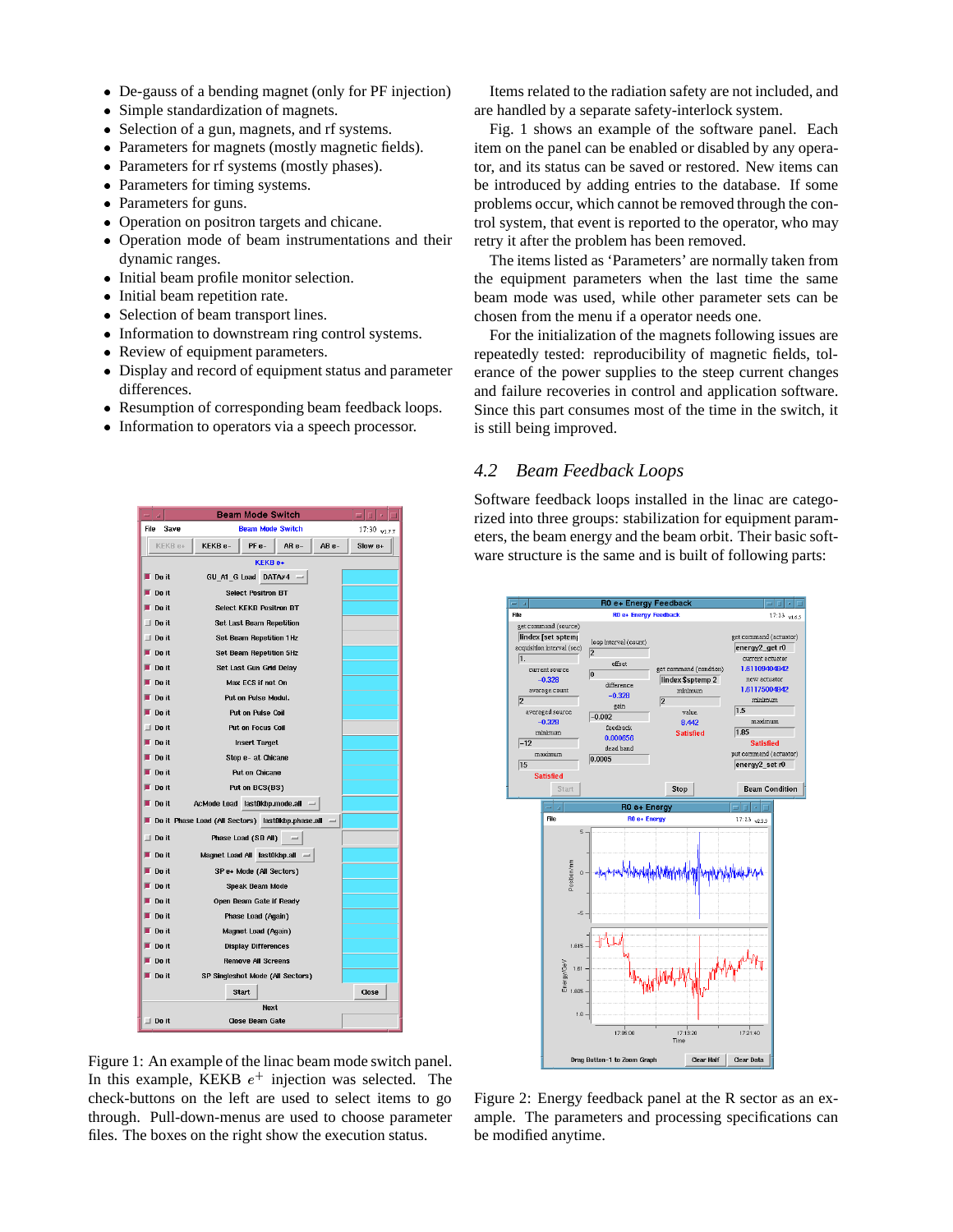- De-gauss of a bending magnet (only for PF injection)
- Simple standardization of magnets.
- Selection of a gun, magnets, and rf systems.
- Parameters for magnets (mostly magnetic fields).
- Parameters for rf systems (mostly phases).
- Parameters for timing systems.
- Parameters for guns.
- Operation on positron targets and chicane.
- Operation mode of beam instrumentations and their dynamic ranges.
- Initial beam profile monitor selection.
- Initial beam repetition rate.
- Selection of beam transport lines.
- Information to downstream ring control systems.
- Review of equipment parameters.
- Display and record of equipment status and parameter differences.
- Resumption of corresponding beam feedback loops.
- Information to operators via a speech processor.

Figure 1: An example of the linac beam mode switch panel. In this example, KEKB $e^+$ injection was selected. The check-buttons on the left are used to select items to go through. Pull-down-menus are used to choose parameter files. The boxes on the right show the execution status.

Items related to the radiation safety are not included, and are handled by a separate safety-interlock system.

Fig. 1 shows an example of the software panel. Each item on the panel can be enabled or disabled by any operator, and its status can be saved or restored. New items can be introduced by adding entries to the database. If some problems occur, which cannot be removed through the control system, that event is reported to the operator, who may retry it after the problem has been removed.

The items listed as 'Parameters' are normally taken from the equipment parameters when the last time the same beam mode was used, while other parameter sets can be chosen from the menu if a operator needs one.

For the initialization of the magnets following issues are repeatedly tested: reproducibility of magnetic fields, tolerance of the power supplies to the steep current changes and failure recoveries in control and application software. Since this part consumes most of the time in the switch, it is still being improved.

## 4.2 *Beam Feedback Loops*

Software feedback loops installed in the linac are categorized into three groups: stabilization for equipment parameters, the beam energy and the beam orbit. Their basic software structure is the same and is built of following parts:

Figure 2: Energy feedback panel at the R sector as an example. The parameters and processing specifications can be modified anytime.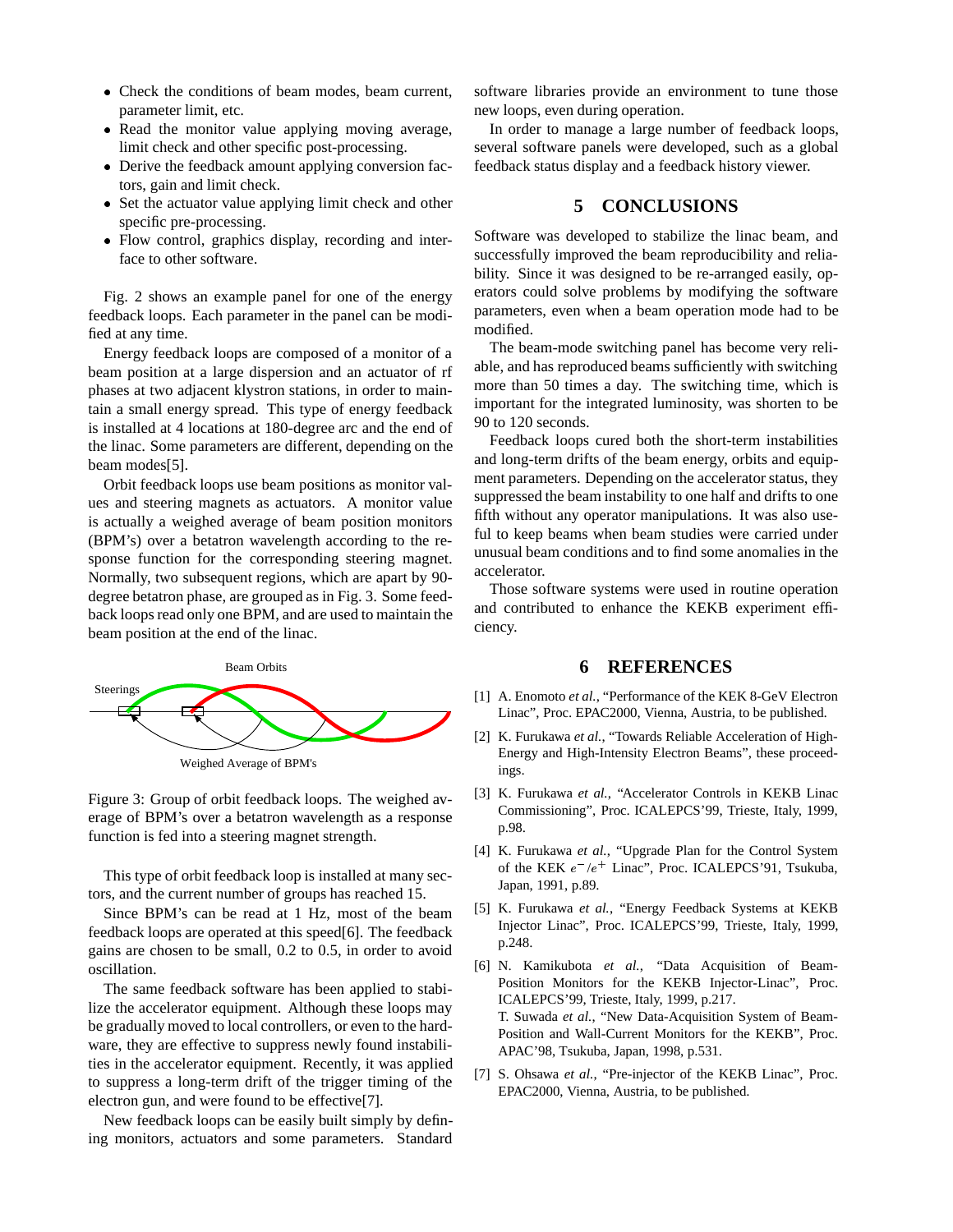- Check the conditions of beam modes, beam current, parameter limit, etc.
- Read the monitor value applying moving average, limit check and other specific post-processing.
- Derive the feedback amount applying conversion factors, gain and limit check.
- Set the actuator value applying limit check and other specific pre-processing.
- Flow control, graphics display, recording and interface to other software.

Fig. 2 shows an example panel for one of the energy feedback loops. Each parameter in the panel can be modified at any time.

Energy feedback loops are composed of a monitor of a beam position at a large dispersion and an actuator of rf phases at two adjacent klystron stations, in order to maintain a small energy spread. This type of energy feedback is installed at 4 locations at 180-degree arc and the end of the linac. Some parameters are different, depending on the beam modes[5].

Orbit feedback loops use beam positions as monitor values and steering magnets as actuators. A monitor value is actually a weighed average of beam position monitors (BPM's) over a betatron wavelength according to the response function for the corresponding steering magnet. Normally, two subsequent regions, which are apart by 90-degree betatron phase, are grouped as in Fig. 3. Some feedback loops read only one BPM, and are used to maintain the beam position at the end of the linac.

Beam Orbits

Steerings

Weighed Average of BPM's

Figure 3: Group of orbit feedback loops. The weighed average of BPM's over a betatron wavelength as a response function is fed into a steering magnet strength.

This type of orbit feedback loop is installed at many sectors, and the current number of groups has reached 15.

Since BPM's can be read at 1 Hz, most of the beam feedback loops are operated at this speed[6]. The feedback gains are chosen to be small, 0.2 to 0.5, in order to avoid oscillation.

The same feedback software has been applied to stabilize the accelerator equipment. Although these loops may be gradually moved to local controllers, or even to the hardware, they are effective to suppress newly found instabilities in the accelerator equipment. Recently, it was applied to suppress a long-term drift of the trigger timing of the electron gun, and were found to be effective[7].

New feedback loops can be easily built simply by defining monitors, actuators and some parameters. Standard software libraries provide an environment to tune those new loops, even during operation.

In order to manage a large number of feedback loops, several software panels were developed, such as a global feedback status display and a feedback history viewer.

## 5 CONCLUSIONS

Software was developed to stabilize the linac beam, and successfully improved the beam reproducibility and reliability. Since it was designed to be re-arranged easily, operators could solve problems by modifying the software parameters, even when a beam operation mode had to be modified.

The beam-mode switching panel has become very reliable, and has reproduced beams sufficiently with switching more than 50 times a day. The switching time, which is important for the integrated luminosity, was shorten to be 90 to 120 seconds.

Feedback loops cured both the short-term instabilities and long-term drifts of the beam energy, orbits and equipment parameters. Depending on the accelerator status, they suppressed the beam instability to one half and drifts to one fifth without any operator manipulations. It was also useful to keep beams when beam studies were carried under unusual beam conditions and to find some anomalies in the accelerator.

Those software systems were used in routine operation and contributed to enhance the KEKB experiment efficiency.

## 6 REFERENCES

[1] A. Enomoto *et al.*, "Performance of the KEK 8-GeV Electron Linac", Proc. EPAC2000, Vienna, Austria, to be published.

[2] K. Furukawa *et al.*, "Towards Reliable Acceleration of High-Energy and High-Intensity Electron Beams", these proceedings.

[3] K. Furukawa *et al.*, "Accelerator Controls in KEKB Linac Commissioning", Proc. ICALEPCS'99, Trieste, Italy, 1999, p.98.

[4] K. Furukawa *et al.*, "Upgrade Plan for the Control System of the KEK $e^-/e^+$ Linac", Proc. ICALEPCS'91, Tsukuba, Japan, 1991, p.89.

[5] K. Furukawa *et al.*, "Energy Feedback Systems at KEKB Injector Linac", Proc. ICALEPCS'99, Trieste, Italy, 1999, p.248.

[6] N. Kamikubota *et al.*, "Data Acquisition of Beam-Position Monitors for the KEKB Injector-Linac", Proc. ICALEPCS'99, Trieste, Italy, 1999, p.217.
T. Suwada *et al.*, "New Data-Acquisition System of Beam-Position and Wall-Current Monitors for the KEKB", Proc. APAC'98, Tsukuba, Japan, 1998, p.531.

[7] S. Ohsawa *et al.*, "Pre-injector of the KEKB Linac", Proc. EPAC2000, Vienna, Austria, to be published.